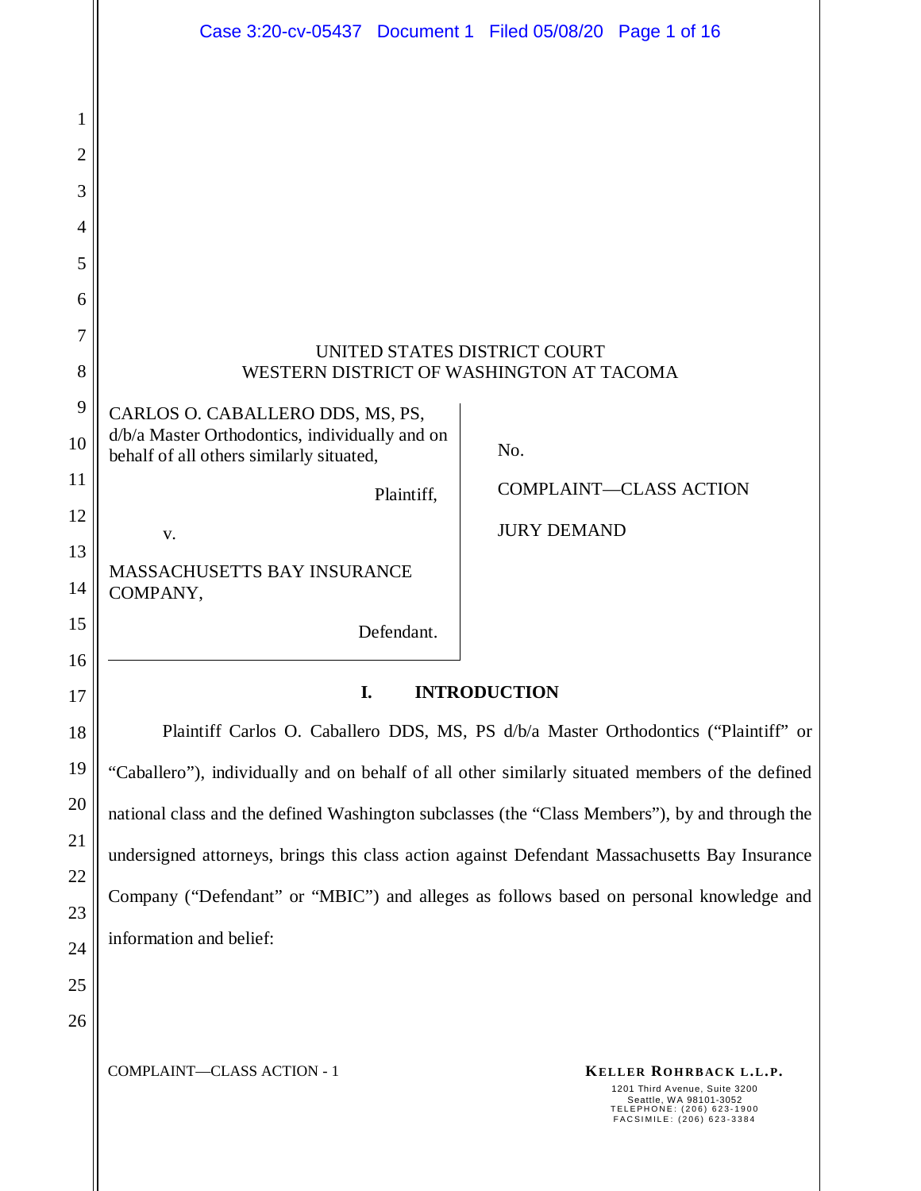UNITED STATES DISTRICT COURT
WESTERN DISTRICT OF WASHINGTON AT TACOMA

| | |
|---|---|
| CARLOS O. CABALLERO DDS, MS, PS, d/b/a Master Orthodontics, individually and on behalf of all others similarly situated,<br><br>Plaintiff,<br><br>v.<br><br>MASSACHUSETTS BAY INSURANCE COMPANY,<br><br>Defendant. | No.<br><br>COMPLAINT—CLASS ACTION<br><br>JURY DEMAND |

## I. INTRODUCTION

Plaintiff Carlos O. Caballero DDS, MS, PS d/b/a Master Orthodontics ("Plaintiff" or "Caballero"), individually and on behalf of all other similarly situated members of the defined national class and the defined Washington subclasses (the "Class Members"), by and through the undersigned attorneys, brings this class action against Defendant Massachusetts Bay Insurance Company ("Defendant" or "MBIC") and alleges as follows based on personal knowledge and information and belief: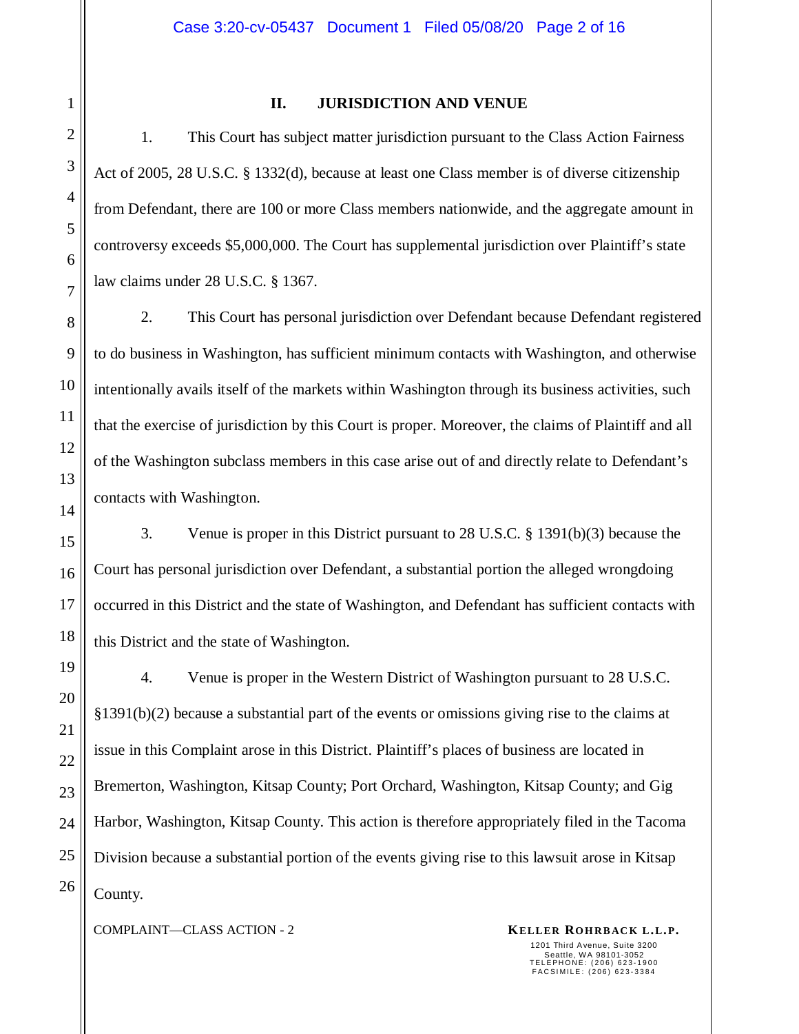## II. JURISDICTION AND VENUE

1. This Court has subject matter jurisdiction pursuant to the Class Action Fairness Act of 2005, 28 U.S.C. § 1332(d), because at least one Class member is of diverse citizenship from Defendant, there are 100 or more Class members nationwide, and the aggregate amount in controversy exceeds $5,000,000. The Court has supplemental jurisdiction over Plaintiff's state law claims under 28 U.S.C. § 1367.

2. This Court has personal jurisdiction over Defendant because Defendant registered to do business in Washington, has sufficient minimum contacts with Washington, and otherwise intentionally avails itself of the markets within Washington through its business activities, such that the exercise of jurisdiction by this Court is proper. Moreover, the claims of Plaintiff and all of the Washington subclass members in this case arise out of and directly relate to Defendant's contacts with Washington.

3. Venue is proper in this District pursuant to 28 U.S.C. § 1391(b)(3) because the Court has personal jurisdiction over Defendant, a substantial portion the alleged wrongdoing occurred in this District and the state of Washington, and Defendant has sufficient contacts with this District and the state of Washington.

4. Venue is proper in the Western District of Washington pursuant to 28 U.S.C. §1391(b)(2) because a substantial part of the events or omissions giving rise to the claims at issue in this Complaint arose in this District. Plaintiff's places of business are located in Bremerton, Washington, Kitsap County; Port Orchard, Washington, Kitsap County; and Gig Harbor, Washington, Kitsap County. This action is therefore appropriately filed in the Tacoma Division because a substantial portion of the events giving rise to this lawsuit arose in Kitsap County.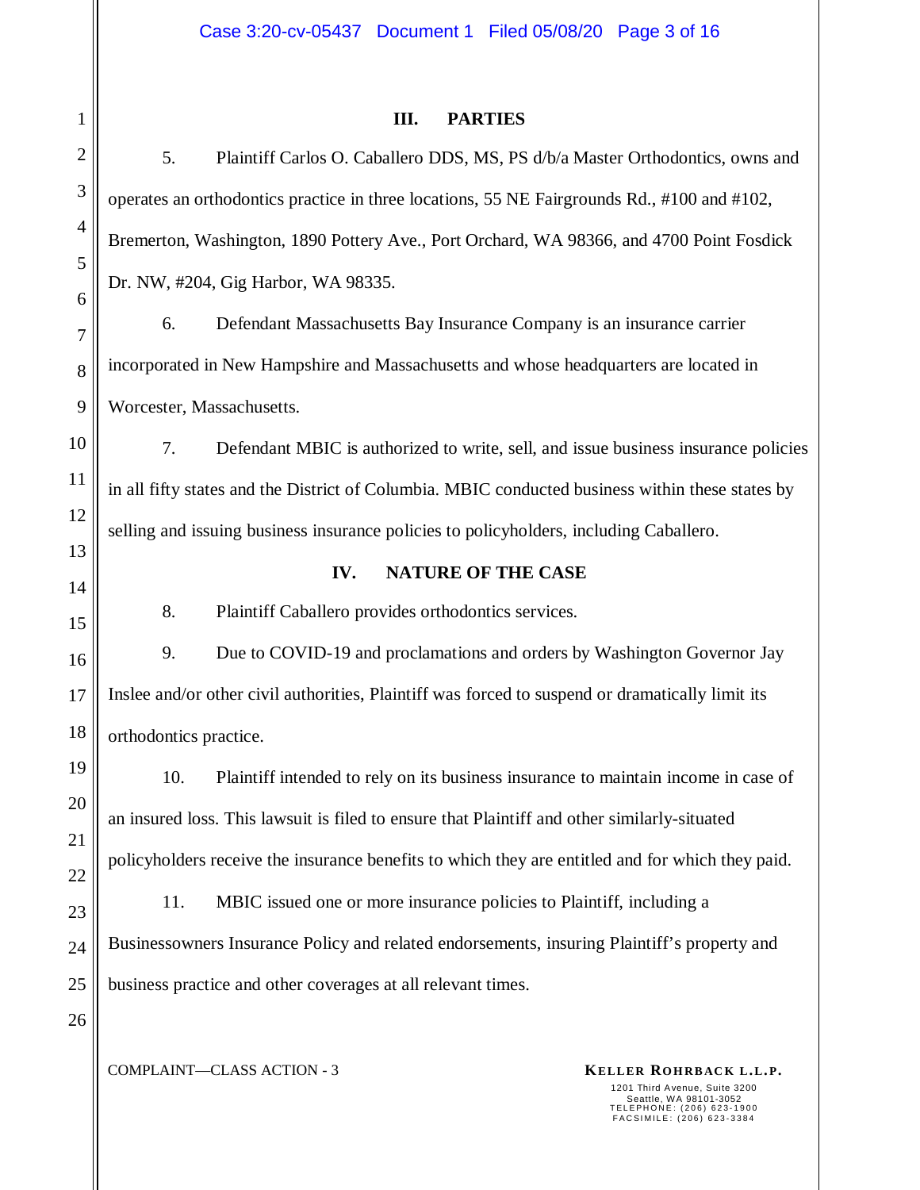## III. PARTIES

5. Plaintiff Carlos O. Caballero DDS, MS, PS d/b/a Master Orthodontics, owns and operates an orthodontics practice in three locations, 55 NE Fairgrounds Rd., #100 and #102, Bremerton, Washington, 1890 Pottery Ave., Port Orchard, WA 98366, and 4700 Point Fosdick Dr. NW, #204, Gig Harbor, WA 98335.

6. Defendant Massachusetts Bay Insurance Company is an insurance carrier incorporated in New Hampshire and Massachusetts and whose headquarters are located in Worcester, Massachusetts.

7. Defendant MBIC is authorized to write, sell, and issue business insurance policies in all fifty states and the District of Columbia. MBIC conducted business within these states by selling and issuing business insurance policies to policyholders, including Caballero.

## IV. NATURE OF THE CASE

8. Plaintiff Caballero provides orthodontics services.

9. Due to COVID-19 and proclamations and orders by Washington Governor Jay Inslee and/or other civil authorities, Plaintiff was forced to suspend or dramatically limit its orthodontics practice.

10. Plaintiff intended to rely on its business insurance to maintain income in case of an insured loss. This lawsuit is filed to ensure that Plaintiff and other similarly-situated policyholders receive the insurance benefits to which they are entitled and for which they paid.

11. MBIC issued one or more insurance policies to Plaintiff, including a Businessowners Insurance Policy and related endorsements, insuring Plaintiff's property and business practice and other coverages at all relevant times.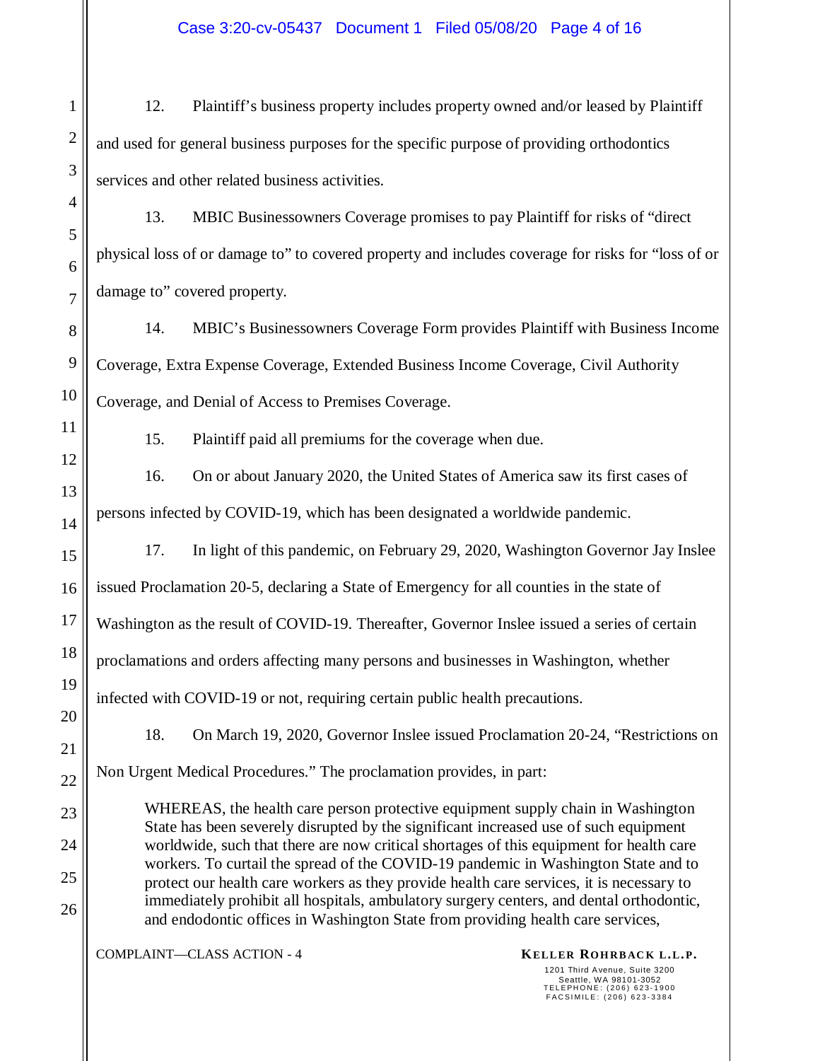12. Plaintiff's business property includes property owned and/or leased by Plaintiff and used for general business purposes for the specific purpose of providing orthodontics services and other related business activities.

13. MBIC Businessowners Coverage promises to pay Plaintiff for risks of "direct physical loss of or damage to" to covered property and includes coverage for risks for "loss of or damage to" covered property.

14. MBIC's Businessowners Coverage Form provides Plaintiff with Business Income Coverage, Extra Expense Coverage, Extended Business Income Coverage, Civil Authority Coverage, and Denial of Access to Premises Coverage.

15. Plaintiff paid all premiums for the coverage when due.

16. On or about January 2020, the United States of America saw its first cases of persons infected by COVID-19, which has been designated a worldwide pandemic.

17. In light of this pandemic, on February 29, 2020, Washington Governor Jay Inslee issued Proclamation 20-5, declaring a State of Emergency for all counties in the state of Washington as the result of COVID-19. Thereafter, Governor Inslee issued a series of certain proclamations and orders affecting many persons and businesses in Washington, whether infected with COVID-19 or not, requiring certain public health precautions.

18. On March 19, 2020, Governor Inslee issued Proclamation 20-24, "Restrictions on Non Urgent Medical Procedures." The proclamation provides, in part:

> WHEREAS, the health care person protective equipment supply chain in Washington State has been severely disrupted by the significant increased use of such equipment worldwide, such that there are now critical shortages of this equipment for health care workers. To curtail the spread of the COVID-19 pandemic in Washington State and to protect our health care workers as they provide health care services, it is necessary to immediately prohibit all hospitals, ambulatory surgery centers, and dental orthodontic, and endodontic offices in Washington State from providing health care services,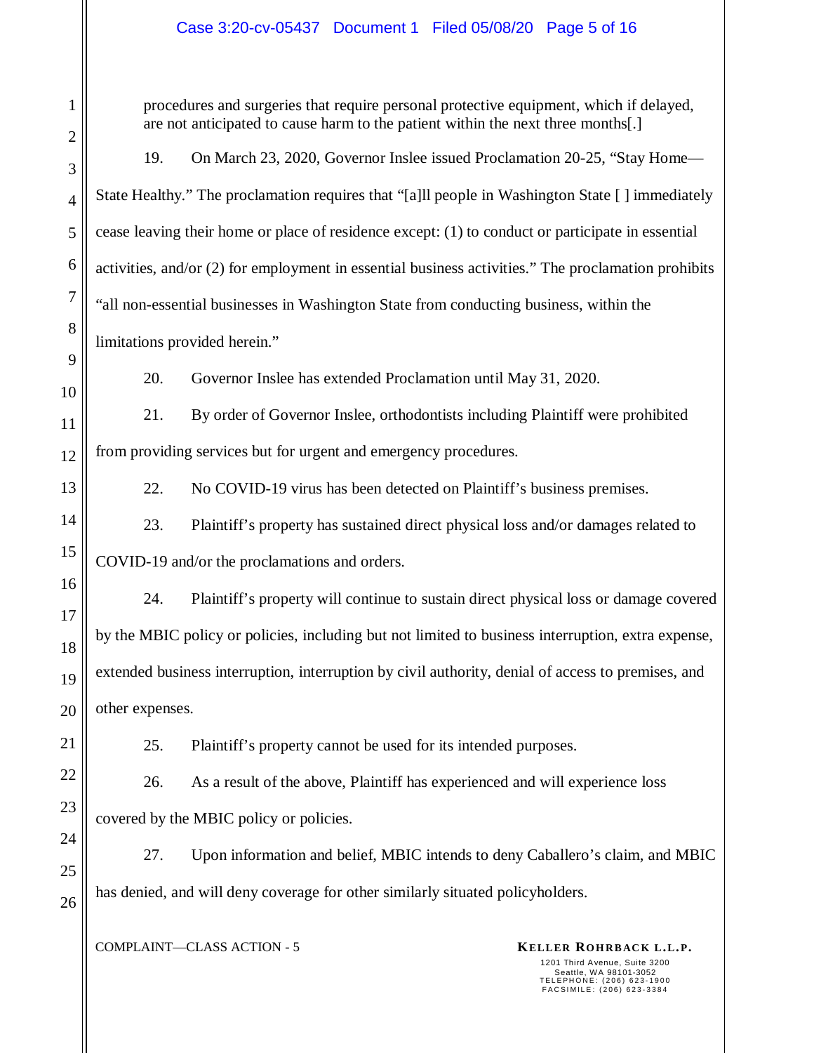procedures and surgeries that require personal protective equipment, which if delayed, are not anticipated to cause harm to the patient within the next three months[.]

19. On March 23, 2020, Governor Inslee issued Proclamation 20-25, "Stay Home—State Healthy." The proclamation requires that "[a]ll people in Washington State [ ] immediately cease leaving their home or place of residence except: (1) to conduct or participate in essential activities, and/or (2) for employment in essential business activities." The proclamation prohibits "all non-essential businesses in Washington State from conducting business, within the limitations provided herein."

20. Governor Inslee has extended Proclamation until May 31, 2020.

21. By order of Governor Inslee, orthodontists including Plaintiff were prohibited from providing services but for urgent and emergency procedures.

22. No COVID-19 virus has been detected on Plaintiff's business premises.

23. Plaintiff's property has sustained direct physical loss and/or damages related to COVID-19 and/or the proclamations and orders.

24. Plaintiff's property will continue to sustain direct physical loss or damage covered by the MBIC policy or policies, including but not limited to business interruption, extra expense, extended business interruption, interruption by civil authority, denial of access to premises, and other expenses.

25. Plaintiff's property cannot be used for its intended purposes.

26. As a result of the above, Plaintiff has experienced and will experience loss covered by the MBIC policy or policies.

27. Upon information and belief, MBIC intends to deny Caballero's claim, and MBIC has denied, and will deny coverage for other similarly situated policyholders.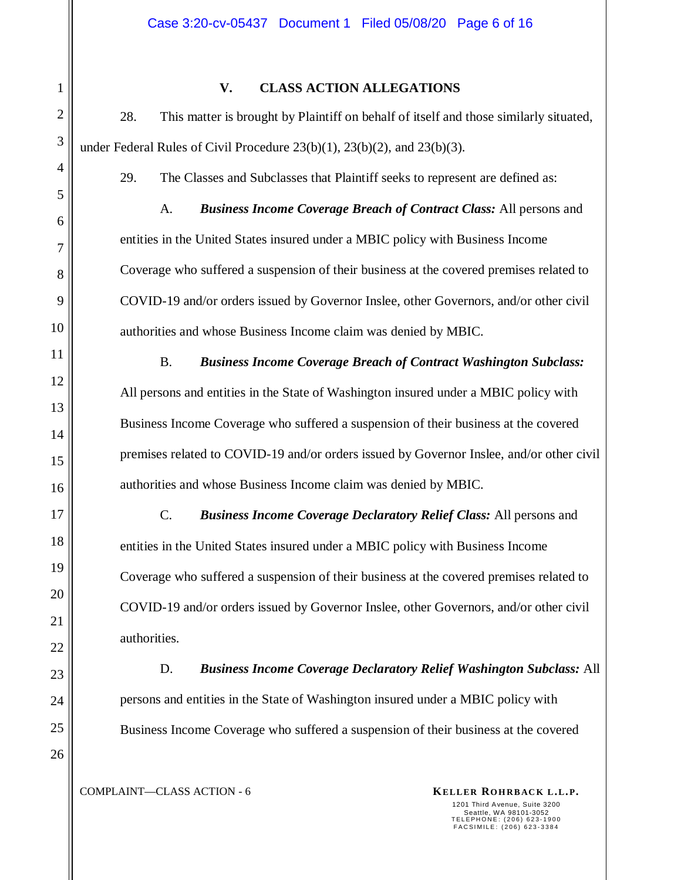## V. CLASS ACTION ALLEGATIONS

28. This matter is brought by Plaintiff on behalf of itself and those similarly situated, under Federal Rules of Civil Procedure 23(b)(1), 23(b)(2), and 23(b)(3).

29. The Classes and Subclasses that Plaintiff seeks to represent are defined as:

A. ***Business Income Coverage Breach of Contract Class:*** All persons and entities in the United States insured under a MBIC policy with Business Income Coverage who suffered a suspension of their business at the covered premises related to COVID-19 and/or orders issued by Governor Inslee, other Governors, and/or other civil authorities and whose Business Income claim was denied by MBIC.

B. ***Business Income Coverage Breach of Contract Washington Subclass:*** All persons and entities in the State of Washington insured under a MBIC policy with Business Income Coverage who suffered a suspension of their business at the covered premises related to COVID-19 and/or orders issued by Governor Inslee, and/or other civil authorities and whose Business Income claim was denied by MBIC.

C. ***Business Income Coverage Declaratory Relief Class:*** All persons and entities in the United States insured under a MBIC policy with Business Income Coverage who suffered a suspension of their business at the covered premises related to COVID-19 and/or orders issued by Governor Inslee, other Governors, and/or other civil authorities.

D. ***Business Income Coverage Declaratory Relief Washington Subclass:*** All persons and entities in the State of Washington insured under a MBIC policy with Business Income Coverage who suffered a suspension of their business at the covered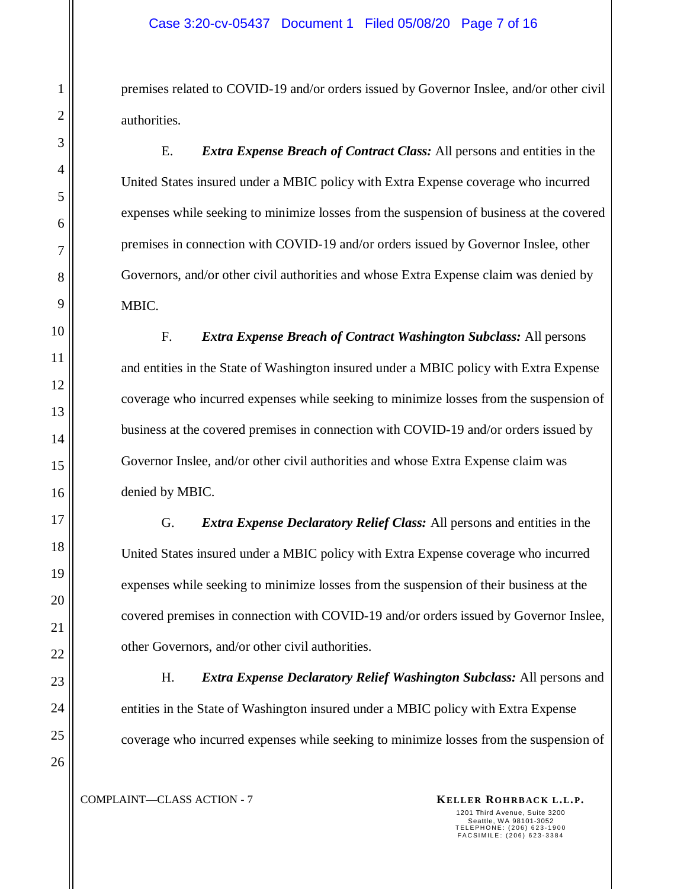premises related to COVID-19 and/or orders issued by Governor Inslee, and/or other civil authorities.

E. ***Extra Expense Breach of Contract Class:*** All persons and entities in the United States insured under a MBIC policy with Extra Expense coverage who incurred expenses while seeking to minimize losses from the suspension of business at the covered premises in connection with COVID-19 and/or orders issued by Governor Inslee, other Governors, and/or other civil authorities and whose Extra Expense claim was denied by MBIC.

F. ***Extra Expense Breach of Contract Washington Subclass:*** All persons and entities in the State of Washington insured under a MBIC policy with Extra Expense coverage who incurred expenses while seeking to minimize losses from the suspension of business at the covered premises in connection with COVID-19 and/or orders issued by Governor Inslee, and/or other civil authorities and whose Extra Expense claim was denied by MBIC.

G. ***Extra Expense Declaratory Relief Class:*** All persons and entities in the United States insured under a MBIC policy with Extra Expense coverage who incurred expenses while seeking to minimize losses from the suspension of their business at the covered premises in connection with COVID-19 and/or orders issued by Governor Inslee, other Governors, and/or other civil authorities.

H. ***Extra Expense Declaratory Relief Washington Subclass:*** All persons and entities in the State of Washington insured under a MBIC policy with Extra Expense coverage who incurred expenses while seeking to minimize losses from the suspension of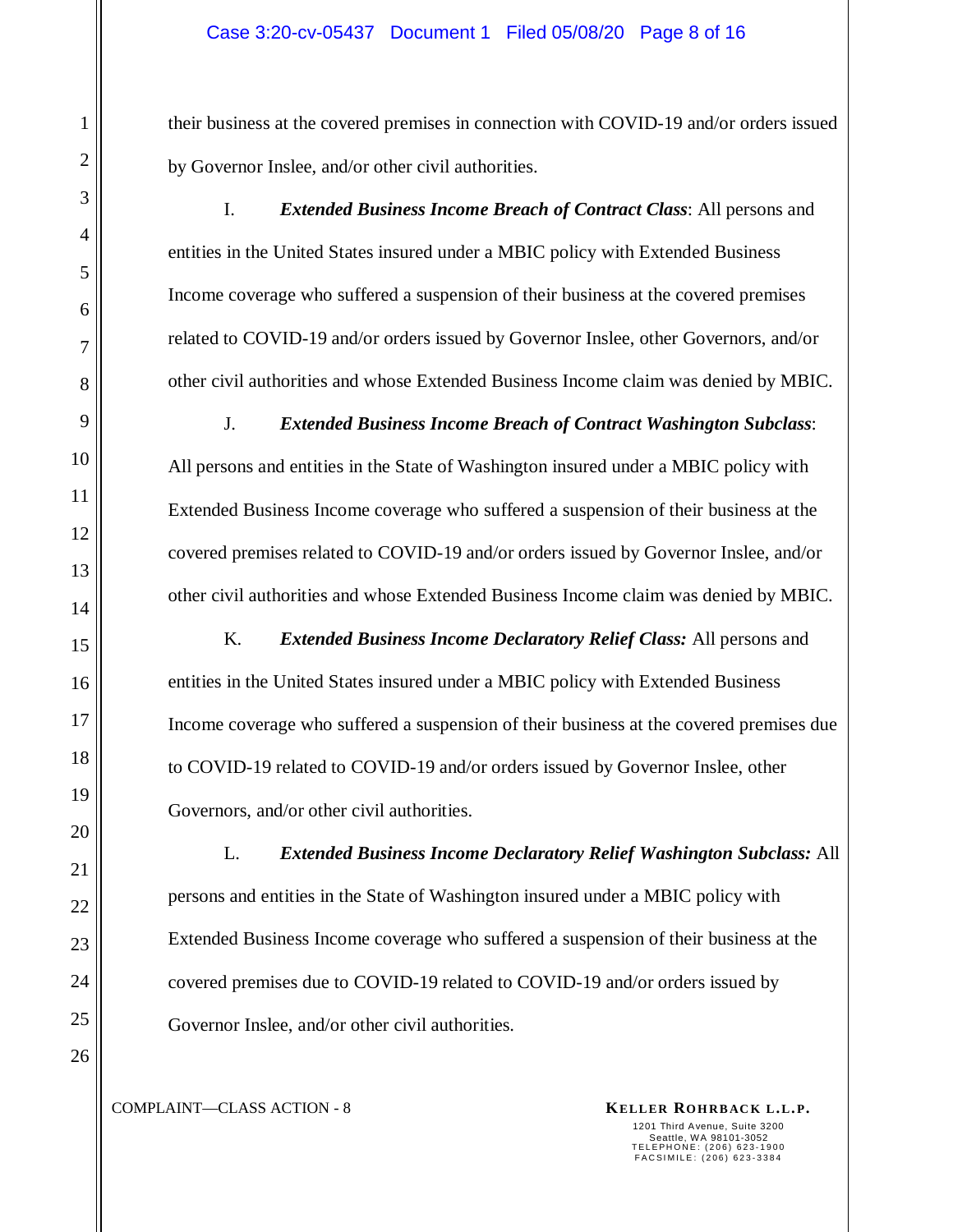their business at the covered premises in connection with COVID-19 and/or orders issued by Governor Inslee, and/or other civil authorities.

I. ***Extended Business Income Breach of Contract Class***: All persons and entities in the United States insured under a MBIC policy with Extended Business Income coverage who suffered a suspension of their business at the covered premises related to COVID-19 and/or orders issued by Governor Inslee, other Governors, and/or other civil authorities and whose Extended Business Income claim was denied by MBIC.

J. ***Extended Business Income Breach of Contract Washington Subclass***: All persons and entities in the State of Washington insured under a MBIC policy with Extended Business Income coverage who suffered a suspension of their business at the covered premises related to COVID-19 and/or orders issued by Governor Inslee, and/or other civil authorities and whose Extended Business Income claim was denied by MBIC.

K. ***Extended Business Income Declaratory Relief Class:*** All persons and entities in the United States insured under a MBIC policy with Extended Business Income coverage who suffered a suspension of their business at the covered premises due to COVID-19 related to COVID-19 and/or orders issued by Governor Inslee, other Governors, and/or other civil authorities.

L. ***Extended Business Income Declaratory Relief Washington Subclass:*** All persons and entities in the State of Washington insured under a MBIC policy with Extended Business Income coverage who suffered a suspension of their business at the covered premises due to COVID-19 related to COVID-19 and/or orders issued by Governor Inslee, and/or other civil authorities.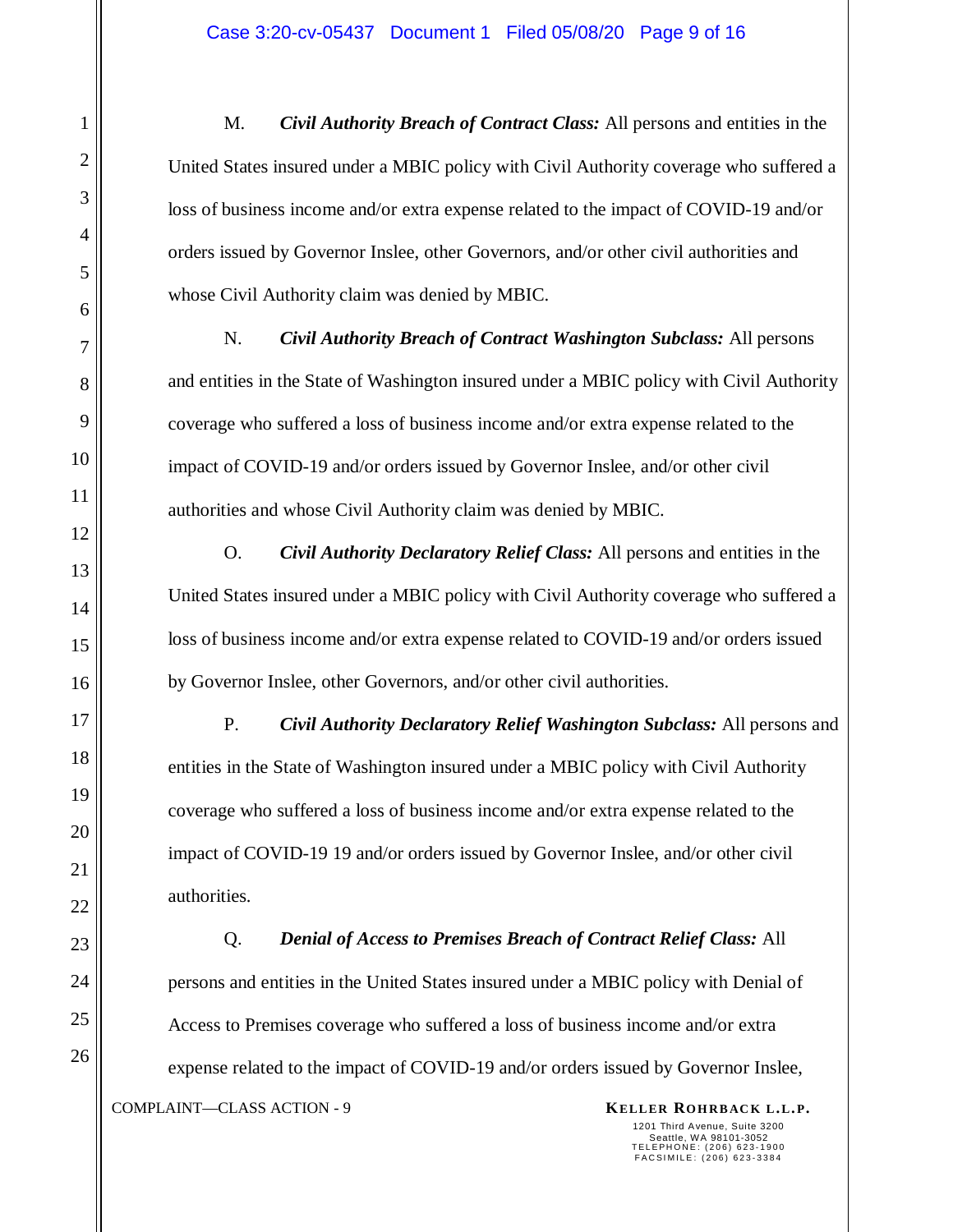M. ***Civil Authority Breach of Contract Class:*** All persons and entities in the United States insured under a MBIC policy with Civil Authority coverage who suffered a loss of business income and/or extra expense related to the impact of COVID-19 and/or orders issued by Governor Inslee, other Governors, and/or other civil authorities and whose Civil Authority claim was denied by MBIC.

N. ***Civil Authority Breach of Contract Washington Subclass:*** All persons and entities in the State of Washington insured under a MBIC policy with Civil Authority coverage who suffered a loss of business income and/or extra expense related to the impact of COVID-19 and/or orders issued by Governor Inslee, and/or other civil authorities and whose Civil Authority claim was denied by MBIC.

O. ***Civil Authority Declaratory Relief Class:*** All persons and entities in the United States insured under a MBIC policy with Civil Authority coverage who suffered a loss of business income and/or extra expense related to COVID-19 and/or orders issued by Governor Inslee, other Governors, and/or other civil authorities.

P. ***Civil Authority Declaratory Relief Washington Subclass:*** All persons and entities in the State of Washington insured under a MBIC policy with Civil Authority coverage who suffered a loss of business income and/or extra expense related to the impact of COVID-19 19 and/or orders issued by Governor Inslee, and/or other civil authorities.

Q. ***Denial of Access to Premises Breach of Contract Relief Class:*** All persons and entities in the United States insured under a MBIC policy with Denial of Access to Premises coverage who suffered a loss of business income and/or extra expense related to the impact of COVID-19 and/or orders issued by Governor Inslee,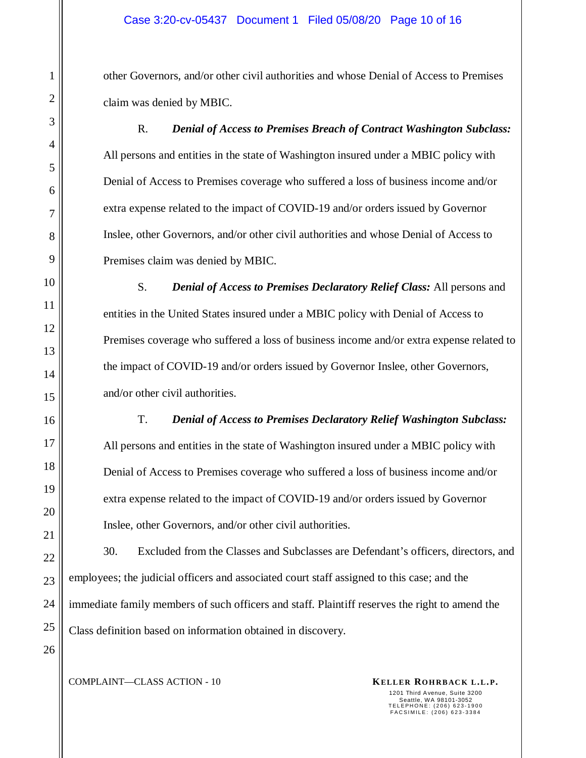other Governors, and/or other civil authorities and whose Denial of Access to Premises claim was denied by MBIC.

R. ***Denial of Access to Premises Breach of Contract Washington Subclass:*** All persons and entities in the state of Washington insured under a MBIC policy with Denial of Access to Premises coverage who suffered a loss of business income and/or extra expense related to the impact of COVID-19 and/or orders issued by Governor Inslee, other Governors, and/or other civil authorities and whose Denial of Access to Premises claim was denied by MBIC.

S. ***Denial of Access to Premises Declaratory Relief Class:*** All persons and entities in the United States insured under a MBIC policy with Denial of Access to Premises coverage who suffered a loss of business income and/or extra expense related to the impact of COVID-19 and/or orders issued by Governor Inslee, other Governors, and/or other civil authorities.

T. ***Denial of Access to Premises Declaratory Relief Washington Subclass:*** All persons and entities in the state of Washington insured under a MBIC policy with Denial of Access to Premises coverage who suffered a loss of business income and/or extra expense related to the impact of COVID-19 and/or orders issued by Governor Inslee, other Governors, and/or other civil authorities.

30. Excluded from the Classes and Subclasses are Defendant's officers, directors, and employees; the judicial officers and associated court staff assigned to this case; and the immediate family members of such officers and staff. Plaintiff reserves the right to amend the Class definition based on information obtained in discovery.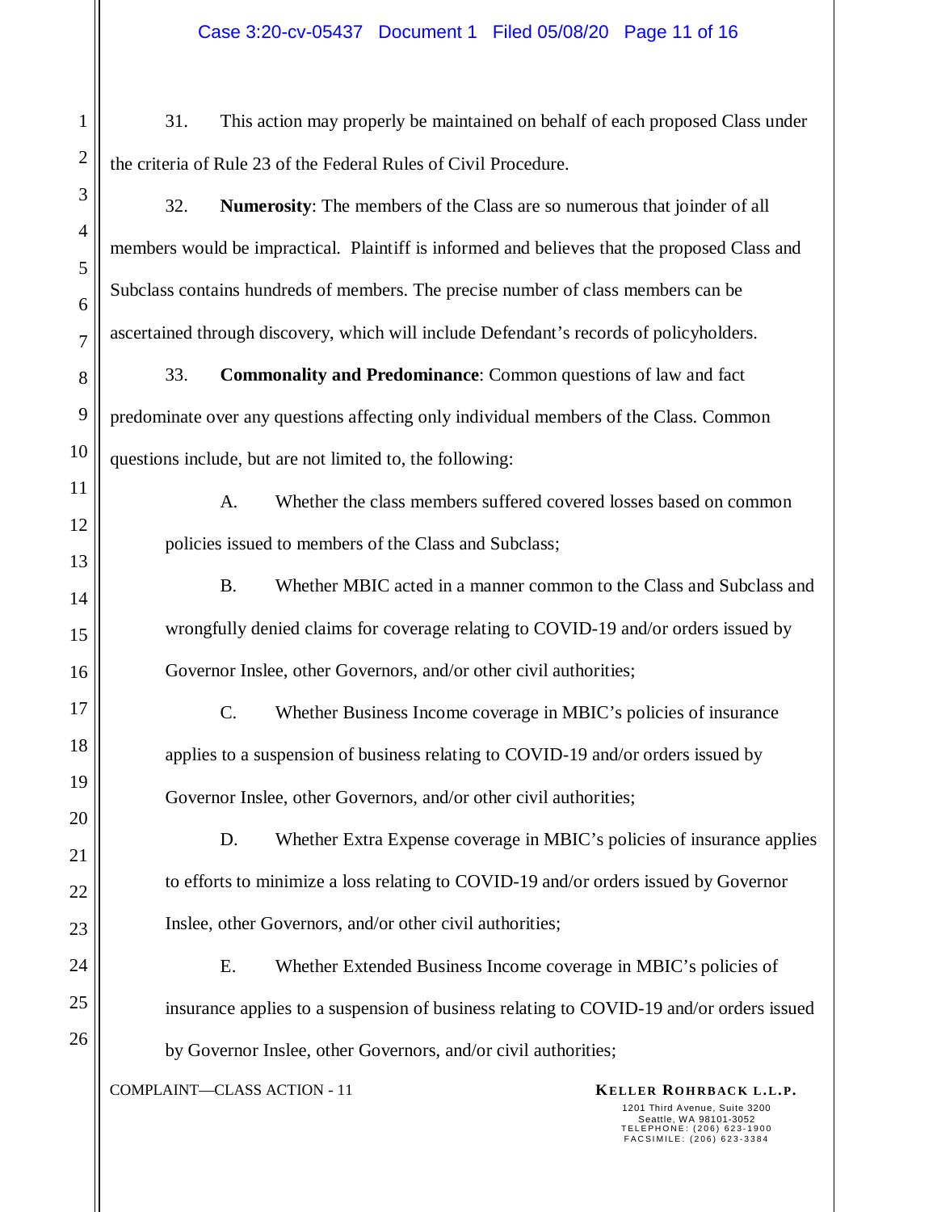31. This action may properly be maintained on behalf of each proposed Class under the criteria of Rule 23 of the Federal Rules of Civil Procedure.

32. **Numerosity**: The members of the Class are so numerous that joinder of all members would be impractical. Plaintiff is informed and believes that the proposed Class and Subclass contains hundreds of members. The precise number of class members can be ascertained through discovery, which will include Defendant's records of policyholders.

33. **Commonality and Predominance**: Common questions of law and fact predominate over any questions affecting only individual members of the Class. Common questions include, but are not limited to, the following:

A. Whether the class members suffered covered losses based on common policies issued to members of the Class and Subclass;

B. Whether MBIC acted in a manner common to the Class and Subclass and wrongfully denied claims for coverage relating to COVID-19 and/or orders issued by Governor Inslee, other Governors, and/or other civil authorities;

C. Whether Business Income coverage in MBIC's policies of insurance applies to a suspension of business relating to COVID-19 and/or orders issued by Governor Inslee, other Governors, and/or other civil authorities;

D. Whether Extra Expense coverage in MBIC's policies of insurance applies to efforts to minimize a loss relating to COVID-19 and/or orders issued by Governor Inslee, other Governors, and/or other civil authorities;

E. Whether Extended Business Income coverage in MBIC's policies of insurance applies to a suspension of business relating to COVID-19 and/or orders issued by Governor Inslee, other Governors, and/or civil authorities;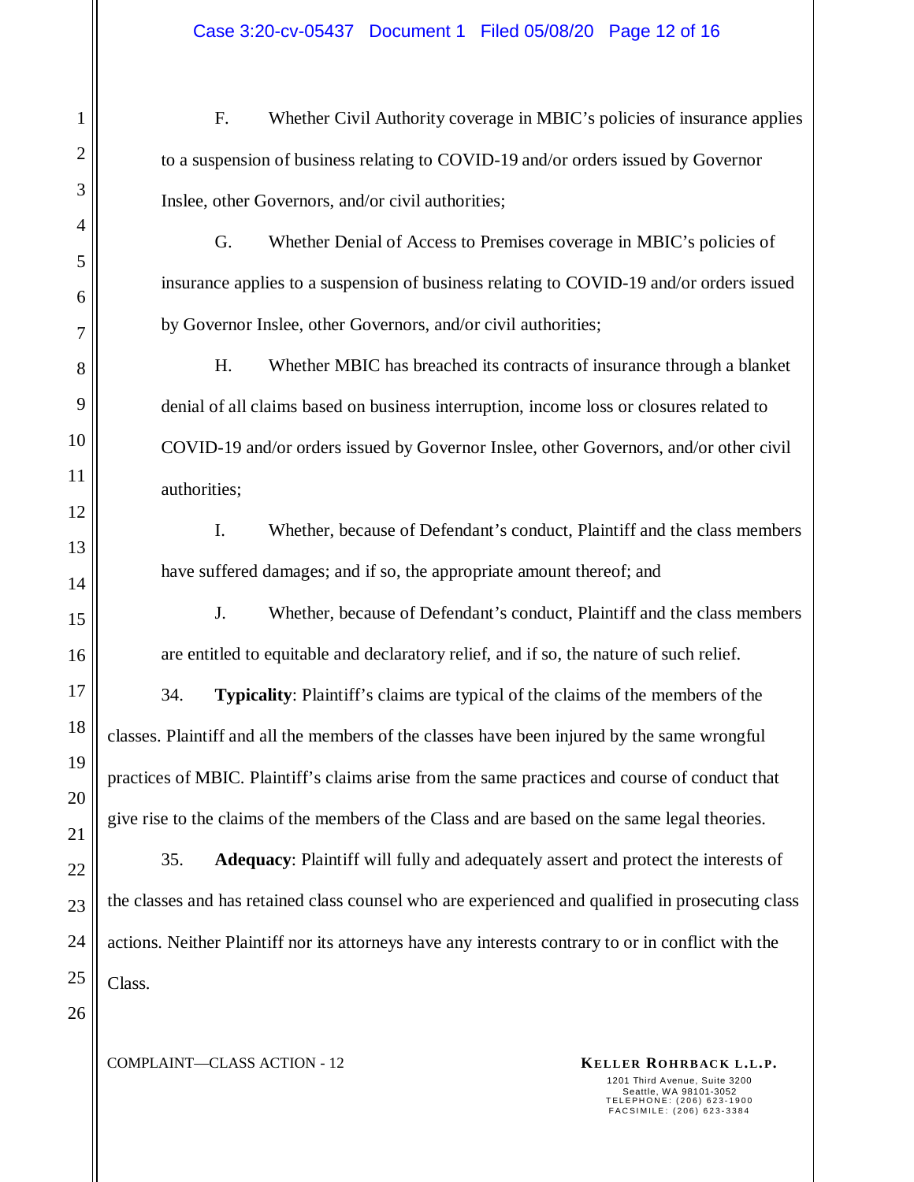F. Whether Civil Authority coverage in MBIC's policies of insurance applies to a suspension of business relating to COVID-19 and/or orders issued by Governor Inslee, other Governors, and/or civil authorities;

G. Whether Denial of Access to Premises coverage in MBIC's policies of insurance applies to a suspension of business relating to COVID-19 and/or orders issued by Governor Inslee, other Governors, and/or civil authorities;

H. Whether MBIC has breached its contracts of insurance through a blanket denial of all claims based on business interruption, income loss or closures related to COVID-19 and/or orders issued by Governor Inslee, other Governors, and/or other civil authorities;

I. Whether, because of Defendant's conduct, Plaintiff and the class members have suffered damages; and if so, the appropriate amount thereof; and

J. Whether, because of Defendant's conduct, Plaintiff and the class members are entitled to equitable and declaratory relief, and if so, the nature of such relief.

34. **Typicality**: Plaintiff's claims are typical of the claims of the members of the classes. Plaintiff and all the members of the classes have been injured by the same wrongful practices of MBIC. Plaintiff's claims arise from the same practices and course of conduct that give rise to the claims of the members of the Class and are based on the same legal theories.

35. **Adequacy**: Plaintiff will fully and adequately assert and protect the interests of the classes and has retained class counsel who are experienced and qualified in prosecuting class actions. Neither Plaintiff nor its attorneys have any interests contrary to or in conflict with the Class.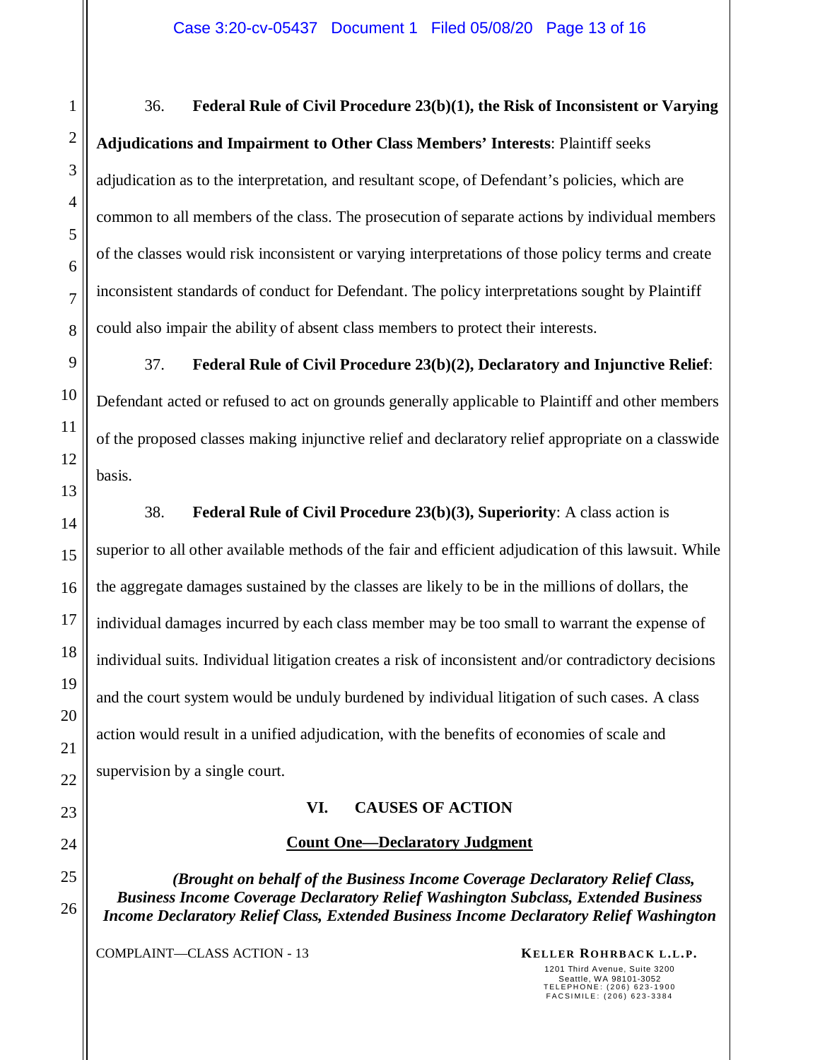36. **Federal Rule of Civil Procedure 23(b)(1), the Risk of Inconsistent or Varying Adjudications and Impairment to Other Class Members' Interests**: Plaintiff seeks adjudication as to the interpretation, and resultant scope, of Defendant's policies, which are common to all members of the class. The prosecution of separate actions by individual members of the classes would risk inconsistent or varying interpretations of those policy terms and create inconsistent standards of conduct for Defendant. The policy interpretations sought by Plaintiff could also impair the ability of absent class members to protect their interests.

37. **Federal Rule of Civil Procedure 23(b)(2), Declaratory and Injunctive Relief**: Defendant acted or refused to act on grounds generally applicable to Plaintiff and other members of the proposed classes making injunctive relief and declaratory relief appropriate on a classwide basis.

38. **Federal Rule of Civil Procedure 23(b)(3), Superiority**: A class action is superior to all other available methods of the fair and efficient adjudication of this lawsuit. While the aggregate damages sustained by the classes are likely to be in the millions of dollars, the individual damages incurred by each class member may be too small to warrant the expense of individual suits. Individual litigation creates a risk of inconsistent and/or contradictory decisions and the court system would be unduly burdened by individual litigation of such cases. A class action would result in a unified adjudication, with the benefits of economies of scale and supervision by a single court.

## VI. CAUSES OF ACTION

### Count One—Declaratory Judgment

***(Brought on behalf of the Business Income Coverage Declaratory Relief Class, Business Income Coverage Declaratory Relief Washington Subclass, Extended Business Income Declaratory Relief Class, Extended Business Income Declaratory Relief Washington***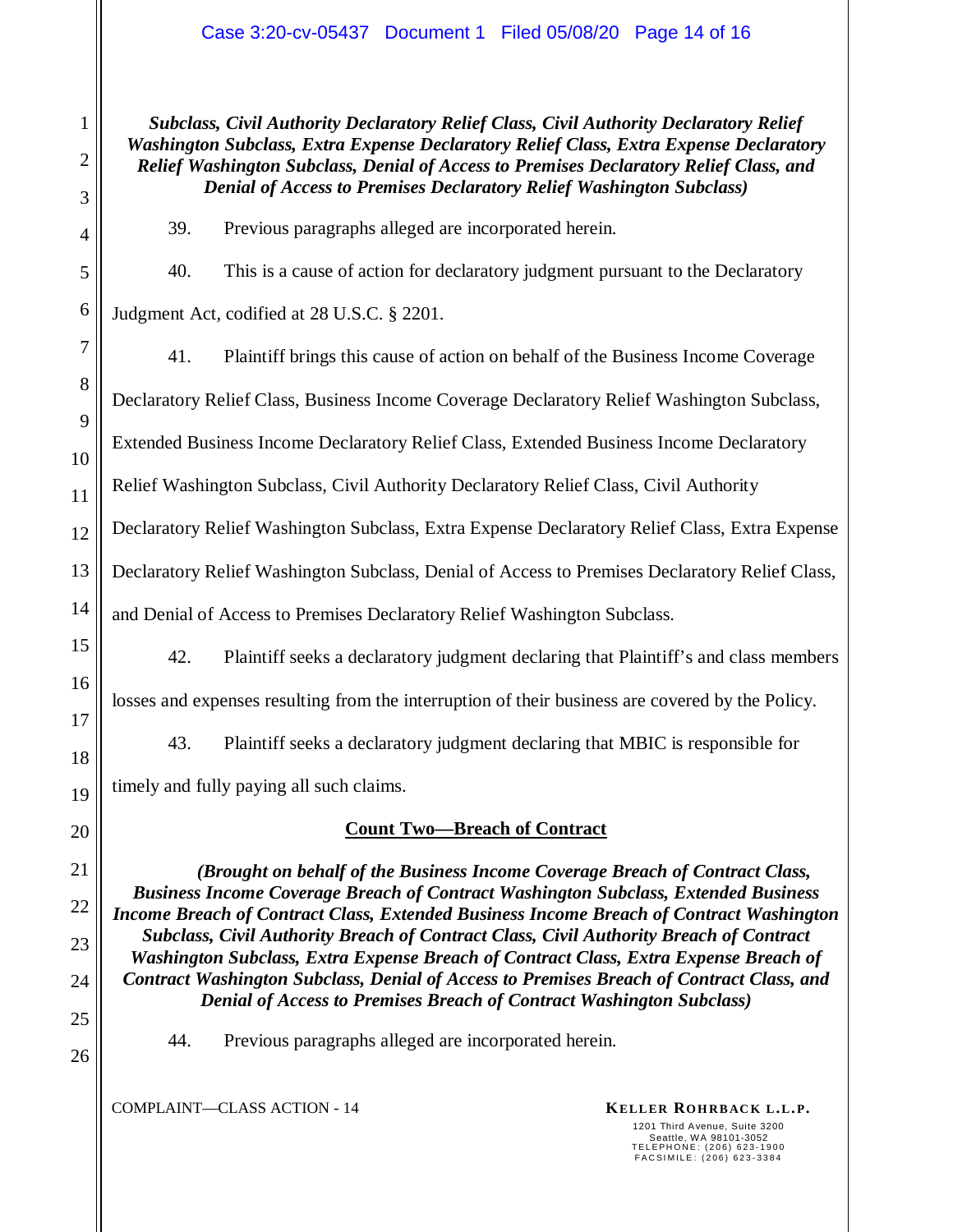***Subclass, Civil Authority Declaratory Relief Class, Civil Authority Declaratory Relief Washington Subclass, Extra Expense Declaratory Relief Class, Extra Expense Declaratory Relief Washington Subclass, Denial of Access to Premises Declaratory Relief Class, and Denial of Access to Premises Declaratory Relief Washington Subclass)***

39. Previous paragraphs alleged are incorporated herein.

40. This is a cause of action for declaratory judgment pursuant to the Declaratory Judgment Act, codified at 28 U.S.C. § 2201.

41. Plaintiff brings this cause of action on behalf of the Business Income Coverage Declaratory Relief Class, Business Income Coverage Declaratory Relief Washington Subclass, Extended Business Income Declaratory Relief Class, Extended Business Income Declaratory Relief Washington Subclass, Civil Authority Declaratory Relief Class, Civil Authority Declaratory Relief Washington Subclass, Extra Expense Declaratory Relief Class, Extra Expense Declaratory Relief Washington Subclass, Denial of Access to Premises Declaratory Relief Class, and Denial of Access to Premises Declaratory Relief Washington Subclass.

42. Plaintiff seeks a declaratory judgment declaring that Plaintiff's and class members losses and expenses resulting from the interruption of their business are covered by the Policy.

43. Plaintiff seeks a declaratory judgment declaring that MBIC is responsible for timely and fully paying all such claims.

**<u>Count Two—Breach of Contract</u>**

***(Brought on behalf of the Business Income Coverage Breach of Contract Class, Business Income Coverage Breach of Contract Washington Subclass, Extended Business Income Breach of Contract Class, Extended Business Income Breach of Contract Washington Subclass, Civil Authority Breach of Contract Class, Civil Authority Breach of Contract Washington Subclass, Extra Expense Breach of Contract Class, Extra Expense Breach of Contract Washington Subclass, Denial of Access to Premises Breach of Contract Class, and Denial of Access to Premises Breach of Contract Washington Subclass)***

44. Previous paragraphs alleged are incorporated herein.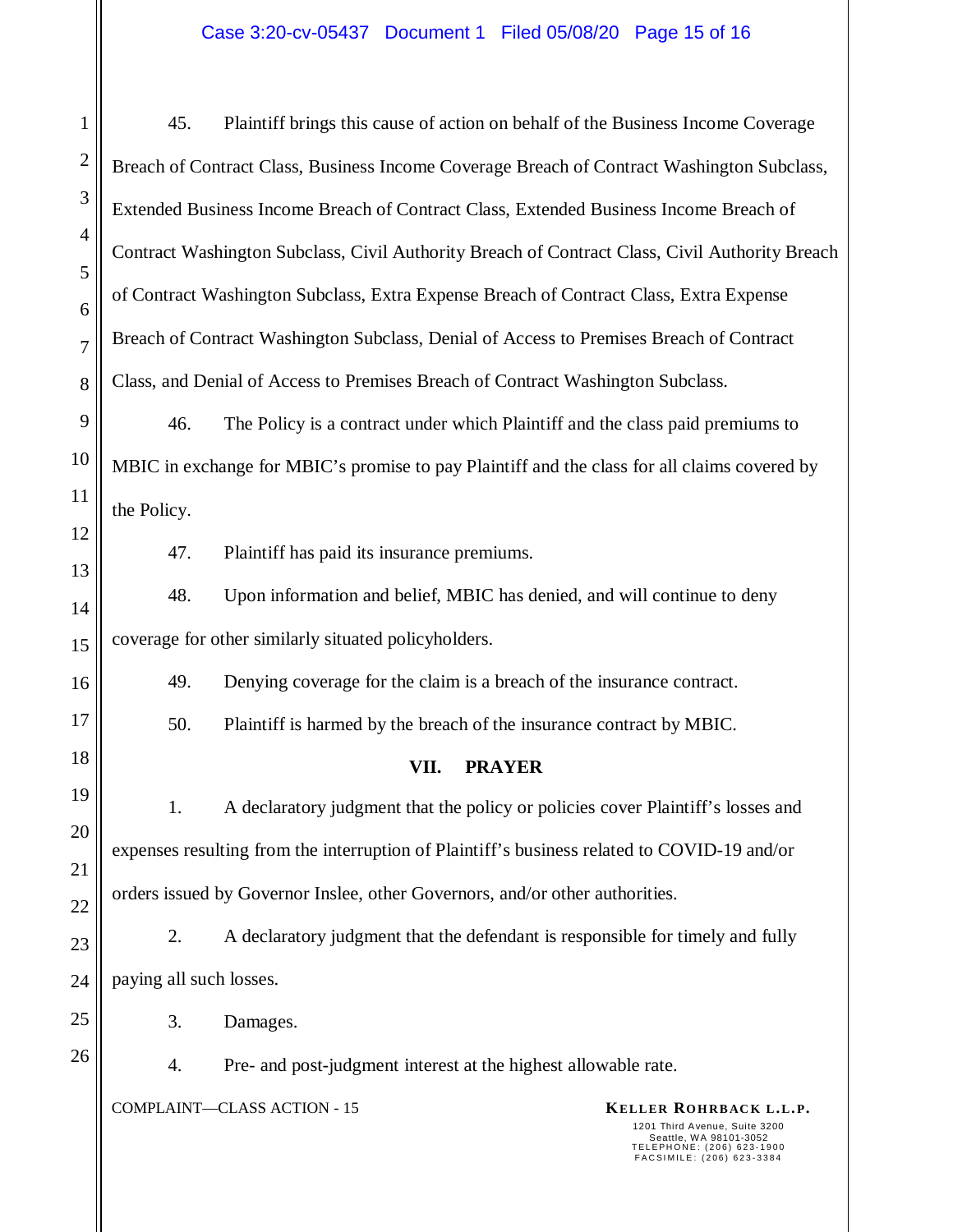45. Plaintiff brings this cause of action on behalf of the Business Income Coverage Breach of Contract Class, Business Income Coverage Breach of Contract Washington Subclass, Extended Business Income Breach of Contract Class, Extended Business Income Breach of Contract Washington Subclass, Civil Authority Breach of Contract Class, Civil Authority Breach of Contract Washington Subclass, Extra Expense Breach of Contract Class, Extra Expense Breach of Contract Washington Subclass, Denial of Access to Premises Breach of Contract Class, and Denial of Access to Premises Breach of Contract Washington Subclass.

46. The Policy is a contract under which Plaintiff and the class paid premiums to MBIC in exchange for MBIC's promise to pay Plaintiff and the class for all claims covered by the Policy.

47. Plaintiff has paid its insurance premiums.

48. Upon information and belief, MBIC has denied, and will continue to deny coverage for other similarly situated policyholders.

49. Denying coverage for the claim is a breach of the insurance contract.

50. Plaintiff is harmed by the breach of the insurance contract by MBIC.

## VII. PRAYER

1. A declaratory judgment that the policy or policies cover Plaintiff's losses and expenses resulting from the interruption of Plaintiff's business related to COVID-19 and/or orders issued by Governor Inslee, other Governors, and/or other authorities.

2. A declaratory judgment that the defendant is responsible for timely and fully paying all such losses.

3. Damages.

4. Pre- and post-judgment interest at the highest allowable rate.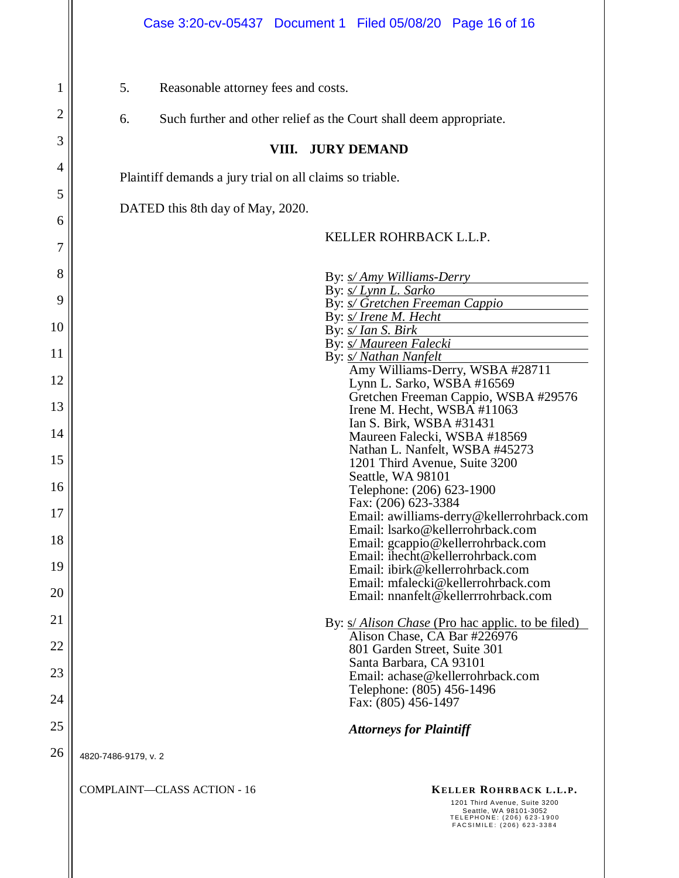5. Reasonable attorney fees and costs.

6. Such further and other relief as the Court shall deem appropriate.

## VIII. JURY DEMAND

Plaintiff demands a jury trial on all claims so triable.

DATED this 8th day of May, 2020.

KELLER ROHRBACK L.L.P.

By: *s/ Amy Williams-Derry*
By: *s/ Lynn L. Sarko*
By: *s/ Gretchen Freeman Cappio*
By: *s/ Irene M. Hecht*
By: *s/ Ian S. Birk*
By: *s/ Maureen Falecki*
By: *s/ Nathan Nanfelt*
Amy Williams-Derry, WSBA #28711
Lynn L. Sarko, WSBA #16569
Gretchen Freeman Cappio, WSBA #29576
Irene M. Hecht, WSBA #11063
Ian S. Birk, WSBA #31431
Maureen Falecki, WSBA #18569
Nathan L. Nanfelt, WSBA #45273
1201 Third Avenue, Suite 3200
Seattle, WA 98101
Telephone: (206) 623-1900
Fax: (206) 623-3384
Email: awilliams-derry@kellerrohrback.com
Email: lsarko@kellerrohrback.com
Email: gcappio@kellerrohrback.com
Email: ihecht@kellerrohrback.com
Email: ibirk@kellerrohrback.com
Email: mfalecki@kellerrohrback.com
Email: nnanfelt@kellerrrohrback.com

By: s/ *Alison Chase* (Pro hac applic. to be filed)
Alison Chase, CA Bar #226976
801 Garden Street, Suite 301
Santa Barbara, CA 93101
Email: achase@kellerrohrback.com
Telephone: (805) 456-1496
Fax: (805) 456-1497

***Attorneys for Plaintiff***

4820-7486-9179, v. 2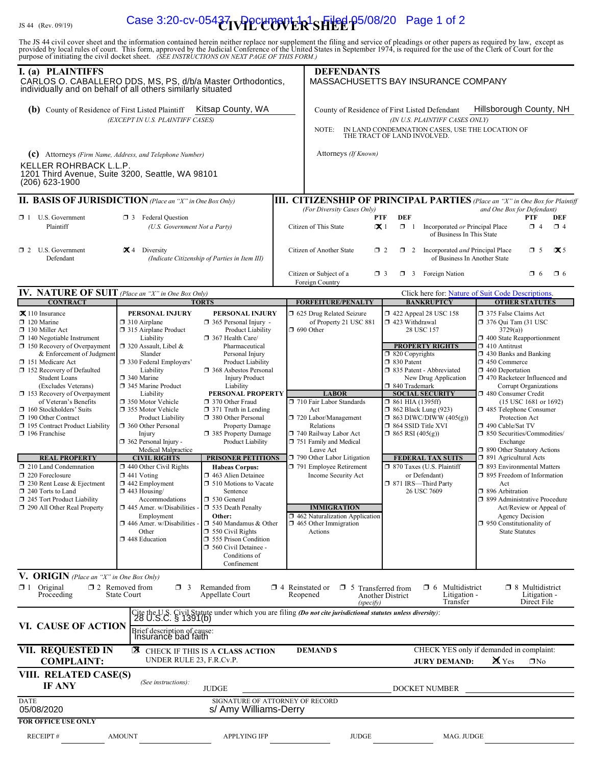JS 44 (Rev. 09/19)

# CIVIL COVER SHEET

The JS 44 civil cover sheet and the information contained herein neither replace nor supplement the filing and service of pleadings or other papers as required by law, except as provided by local rules of court. This form, approved by the Judicial Conference of the United States in September 1974, is required for the use of the Clerk of Court for the purpose of initiating the civil docket sheet. *(SEE INSTRUCTIONS ON NEXT PAGE OF THIS FORM.)*

## I. (a) PLAINTIFFS

CARLOS O. CABALLERO DDS, MS, PS, d/b/a Master Orthodontics, individually and on behalf of all others similarly situated

**DEFENDANTS**

MASSACHUSETTS BAY INSURANCE COMPANY

**(b)** County of Residence of First Listed Plaintiff: Kitsap County, WA
*(EXCEPT IN U.S. PLAINTIFF CASES)*

County of Residence of First Listed Defendant: Hillsborough County, NH
*(IN U.S. PLAINTIFF CASES ONLY)*

NOTE: IN LAND CONDEMNATION CASES, USE THE LOCATION OF THE TRACT OF LAND INVOLVED.

**(c)** Attorneys *(Firm Name, Address, and Telephone Number)*

KELLER ROHRBACK L.L.P.
1201 Third Avenue, Suite 3200, Seattle, WA 98101
(206) 623-1900

Attorneys *(If Known)*

## II. BASIS OF JURISDICTION *(Place an "X" in One Box Only)*

- ☐ 1 U.S. Government Plaintiff
- ☐ 3 Federal Question (U.S. Government Not a Party)
- ☐ 2 U.S. Government Defendant
- ☒ 4 Diversity (Indicate Citizenship of Parties in Item III)

## III. CITIZENSHIP OF PRINCIPAL PARTIES *(Place an "X" in One Box for Plaintiff and One Box for Defendant)*
*(For Diversity Cases Only)*

| | PTF | DEF | | PTF | DEF |
|---|---|---|---|---|---|
| Citizen of This State | ☒ 1 | ☐ 1 | Incorporated *or* Principal Place of Business In This State | ☐ 4 | ☐ 4 |
| Citizen of Another State | ☐ 2 | ☐ 2 | Incorporated *and* Principal Place of Business In Another State | ☐ 5 | ☒ 5 |
| Citizen or Subject of a Foreign Country | ☐ 3 | ☐ 3 | Foreign Nation | ☐ 6 | ☐ 6 |

## IV. NATURE OF SUIT *(Place an "X" in One Box Only)*

Click here for: Nature of Suit Code Descriptions.

**CONTRACT**
- ☒ 110 Insurance
- ☐ 120 Marine
- ☐ 130 Miller Act
- ☐ 140 Negotiable Instrument
- ☐ 150 Recovery of Overpayment & Enforcement of Judgment
- ☐ 151 Medicare Act
- ☐ 152 Recovery of Defaulted Student Loans (Excludes Veterans)
- ☐ 153 Recovery of Overpayment of Veteran's Benefits
- ☐ 160 Stockholders' Suits
- ☐ 190 Other Contract
- ☐ 195 Contract Product Liability
- ☐ 196 Franchise

**REAL PROPERTY**
- ☐ 210 Land Condemnation
- ☐ 220 Foreclosure
- ☐ 230 Rent Lease & Ejectment
- ☐ 240 Torts to Land
- ☐ 245 Tort Product Liability
- ☐ 290 All Other Real Property

**TORTS — PERSONAL INJURY**
- ☐ 310 Airplane
- ☐ 315 Airplane Product Liability
- ☐ 320 Assault, Libel & Slander
- ☐ 330 Federal Employers' Liability
- ☐ 340 Marine
- ☐ 345 Marine Product Liability
- ☐ 350 Motor Vehicle
- ☐ 355 Motor Vehicle Product Liability
- ☐ 360 Other Personal Injury
- ☐ 362 Personal Injury - Medical Malpractice

**TORTS — PERSONAL INJURY**
- ☐ 365 Personal Injury - Product Liability
- ☐ 367 Health Care/ Pharmaceutical Personal Injury Product Liability
- ☐ 368 Asbestos Personal Injury Product Liability

**PERSONAL PROPERTY**
- ☐ 370 Other Fraud
- ☐ 371 Truth in Lending
- ☐ 380 Other Personal Property Damage
- ☐ 385 Property Damage Product Liability

**CIVIL RIGHTS**
- ☐ 440 Other Civil Rights
- ☐ 441 Voting
- ☐ 442 Employment
- ☐ 443 Housing/ Accommodations
- ☐ 445 Amer. w/Disabilities - Employment
- ☐ 446 Amer. w/Disabilities - Other
- ☐ 448 Education

**PRISONER PETITIONS**
Habeas Corpus:
- ☐ 463 Alien Detainee
- ☐ 510 Motions to Vacate Sentence
- ☐ 530 General
- ☐ 535 Death Penalty

Other:
- ☐ 540 Mandamus & Other
- ☐ 550 Civil Rights
- ☐ 555 Prison Condition
- ☐ 560 Civil Detainee - Conditions of Confinement

**FORFEITURE/PENALTY**
- ☐ 625 Drug Related Seizure of Property 21 USC 881
- ☐ 690 Other

**LABOR**
- ☐ 710 Fair Labor Standards Act
- ☐ 720 Labor/Management Relations
- ☐ 740 Railway Labor Act
- ☐ 751 Family and Medical Leave Act
- ☐ 790 Other Labor Litigation
- ☐ 791 Employee Retirement Income Security Act

**IMMIGRATION**
- ☐ 462 Naturalization Application
- ☐ 465 Other Immigration Actions

**BANKRUPTCY**
- ☐ 422 Appeal 28 USC 158
- ☐ 423 Withdrawal 28 USC 157

**PROPERTY RIGHTS**
- ☐ 820 Copyrights
- ☐ 830 Patent
- ☐ 835 Patent - Abbreviated New Drug Application
- ☐ 840 Trademark

**SOCIAL SECURITY**
- ☐ 861 HIA (1395ff)
- ☐ 862 Black Lung (923)
- ☐ 863 DIWC/DIWW (405(g))
- ☐ 864 SSID Title XVI
- ☐ 865 RSI (405(g))

**FEDERAL TAX SUITS**
- ☐ 870 Taxes (U.S. Plaintiff or Defendant)
- ☐ 871 IRS—Third Party 26 USC 7609

**OTHER STATUTES**
- ☐ 375 False Claims Act
- ☐ 376 Qui Tam (31 USC 3729(a))
- ☐ 400 State Reapportionment
- ☐ 410 Antitrust
- ☐ 430 Banks and Banking
- ☐ 450 Commerce
- ☐ 460 Deportation
- ☐ 470 Racketeer Influenced and Corrupt Organizations
- ☐ 480 Consumer Credit (15 USC 1681 or 1692)
- ☐ 485 Telephone Consumer Protection Act
- ☐ 490 Cable/Sat TV
- ☐ 850 Securities/Commodities/ Exchange
- ☐ 890 Other Statutory Actions
- ☐ 891 Agricultural Acts
- ☐ 893 Environmental Matters
- ☐ 895 Freedom of Information Act
- ☐ 896 Arbitration
- ☐ 899 Administrative Procedure Act/Review or Appeal of Agency Decision
- ☐ 950 Constitutionality of State Statutes

## V. ORIGIN *(Place an "X" in One Box Only)*

- ☐ 1 Original Proceeding
- ☐ 2 Removed from State Court
- ☐ 3 Remanded from Appellate Court
- ☐ 4 Reinstated or Reopened
- ☐ 5 Transferred from Another District *(specify)*
- ☐ 6 Multidistrict Litigation - Transfer
- ☐ 8 Multidistrict Litigation - Direct File

## VI. CAUSE OF ACTION

Cite the U.S. Civil Statute under which you are filing *(Do not cite jurisdictional statutes unless diversity)*:
28 U.S.C. § 1391(b)

Brief description of cause:
Insurance bad faith

## VII. REQUESTED IN COMPLAINT:

☒ CHECK IF THIS IS A CLASS ACTION UNDER RULE 23, F.R.Cv.P.

DEMAND $

CHECK YES only if demanded in complaint:
JURY DEMAND: ☒ Yes ☐ No

## VIII. RELATED CASE(S) IF ANY

*(See instructions):*

JUDGE ______ DOCKET NUMBER ______

DATE: 05/08/2020

SIGNATURE OF ATTORNEY OF RECORD: s/ Amy Williams-Derry

**FOR OFFICE USE ONLY**

RECEIPT # ______ AMOUNT ______ APPLYING IFP ______ JUDGE ______ MAG. JUDGE ______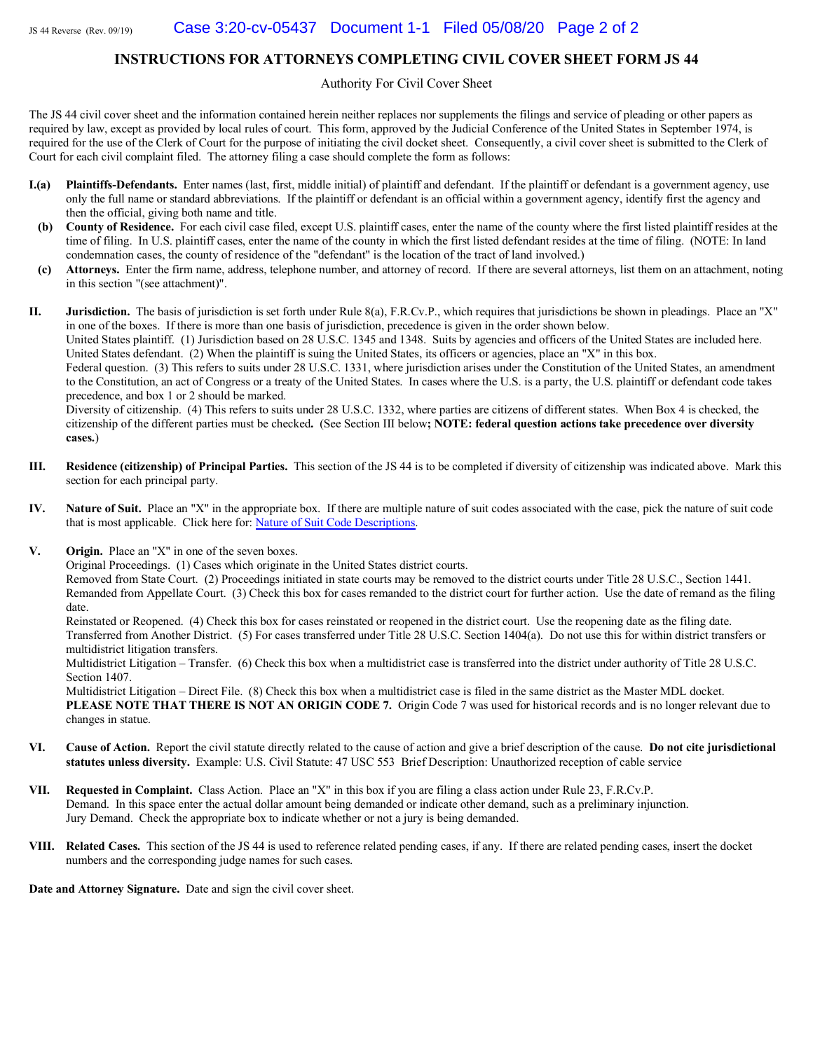# INSTRUCTIONS FOR ATTORNEYS COMPLETING CIVIL COVER SHEET FORM JS 44

Authority For Civil Cover Sheet

The JS 44 civil cover sheet and the information contained herein neither replaces nor supplements the filings and service of pleading or other papers as required by law, except as provided by local rules of court. This form, approved by the Judicial Conference of the United States in September 1974, is required for the use of the Clerk of Court for the purpose of initiating the civil docket sheet. Consequently, a civil cover sheet is submitted to the Clerk of Court for each civil complaint filed. The attorney filing a case should complete the form as follows:

**I.(a)** **Plaintiffs-Defendants.** Enter names (last, first, middle initial) of plaintiff and defendant. If the plaintiff or defendant is a government agency, use only the full name or standard abbreviations. If the plaintiff or defendant is an official within a government agency, identify first the agency and then the official, giving both name and title.

**(b)** **County of Residence.** For each civil case filed, except U.S. plaintiff cases, enter the name of the county where the first listed plaintiff resides at the time of filing. In U.S. plaintiff cases, enter the name of the county in which the first listed defendant resides at the time of filing. (NOTE: In land condemnation cases, the county of residence of the "defendant" is the location of the tract of land involved.)

**(c)** **Attorneys.** Enter the firm name, address, telephone number, and attorney of record. If there are several attorneys, list them on an attachment, noting in this section "(see attachment)".

**II.** **Jurisdiction.** The basis of jurisdiction is set forth under Rule 8(a), F.R.Cv.P., which requires that jurisdictions be shown in pleadings. Place an "X" in one of the boxes. If there is more than one basis of jurisdiction, precedence is given in the order shown below.
United States plaintiff. (1) Jurisdiction based on 28 U.S.C. 1345 and 1348. Suits by agencies and officers of the United States are included here.
United States defendant. (2) When the plaintiff is suing the United States, its officers or agencies, place an "X" in this box.
Federal question. (3) This refers to suits under 28 U.S.C. 1331, where jurisdiction arises under the Constitution of the United States, an amendment to the Constitution, an act of Congress or a treaty of the United States. In cases where the U.S. is a party, the U.S. plaintiff or defendant code takes precedence, and box 1 or 2 should be marked.
Diversity of citizenship. (4) This refers to suits under 28 U.S.C. 1332, where parties are citizens of different states. When Box 4 is checked, the citizenship of the different parties must be checked**.** (See Section III below**; NOTE: federal question actions take precedence over diversity cases.**)

**III.** **Residence (citizenship) of Principal Parties.** This section of the JS 44 is to be completed if diversity of citizenship was indicated above. Mark this section for each principal party.

**IV.** **Nature of Suit.** Place an "X" in the appropriate box. If there are multiple nature of suit codes associated with the case, pick the nature of suit code that is most applicable. Click here for: Nature of Suit Code Descriptions.

**V.** **Origin.** Place an "X" in one of the seven boxes.
Original Proceedings. (1) Cases which originate in the United States district courts.
Removed from State Court. (2) Proceedings initiated in state courts may be removed to the district courts under Title 28 U.S.C., Section 1441.
Remanded from Appellate Court. (3) Check this box for cases remanded to the district court for further action. Use the date of remand as the filing date.
Reinstated or Reopened. (4) Check this box for cases reinstated or reopened in the district court. Use the reopening date as the filing date.
Transferred from Another District. (5) For cases transferred under Title 28 U.S.C. Section 1404(a). Do not use this for within district transfers or multidistrict litigation transfers.
Multidistrict Litigation – Transfer. (6) Check this box when a multidistrict case is transferred into the district under authority of Title 28 U.S.C. Section 1407.
Multidistrict Litigation – Direct File. (8) Check this box when a multidistrict case is filed in the same district as the Master MDL docket.
**PLEASE NOTE THAT THERE IS NOT AN ORIGIN CODE 7.** Origin Code 7 was used for historical records and is no longer relevant due to changes in statue.

**VI.** **Cause of Action.** Report the civil statute directly related to the cause of action and give a brief description of the cause. **Do not cite jurisdictional statutes unless diversity.** Example: U.S. Civil Statute: 47 USC 553 Brief Description: Unauthorized reception of cable service

**VII.** **Requested in Complaint.** Class Action. Place an "X" in this box if you are filing a class action under Rule 23, F.R.Cv.P.
Demand. In this space enter the actual dollar amount being demanded or indicate other demand, such as a preliminary injunction.
Jury Demand. Check the appropriate box to indicate whether or not a jury is being demanded.

**VIII.** **Related Cases.** This section of the JS 44 is used to reference related pending cases, if any. If there are related pending cases, insert the docket numbers and the corresponding judge names for such cases.

**Date and Attorney Signature.** Date and sign the civil cover sheet.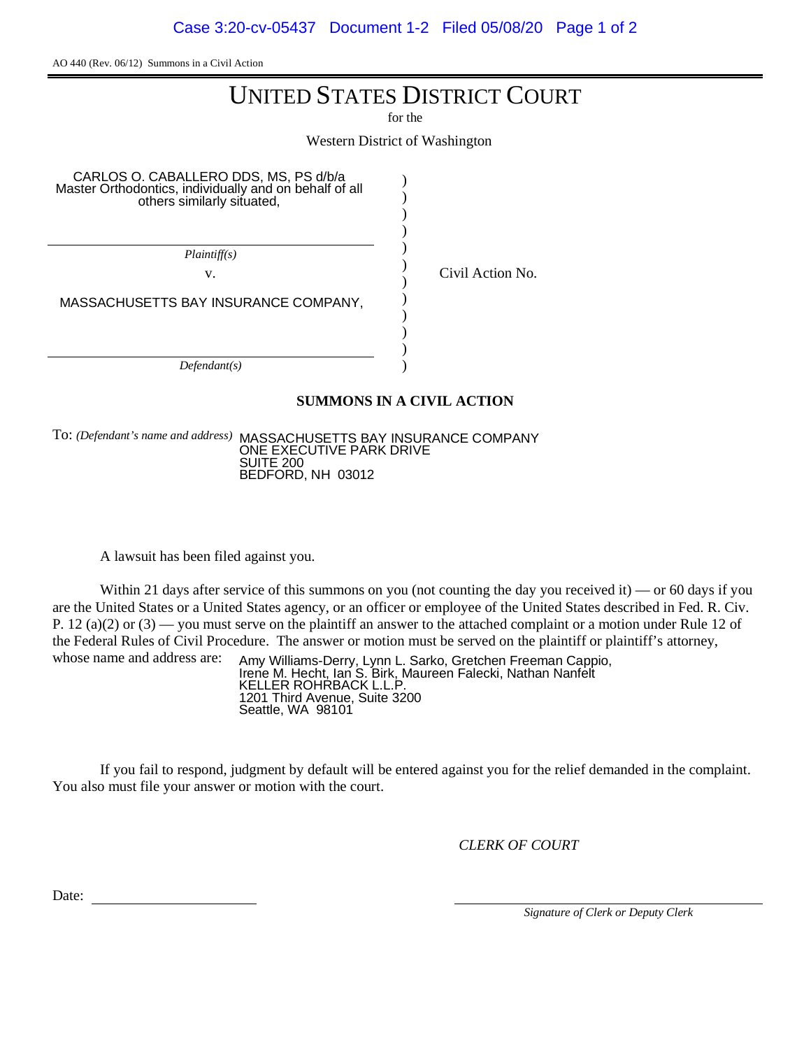AO 440 (Rev. 06/12) Summons in a Civil Action

# UNITED STATES DISTRICT COURT

for the

Western District of Washington

| | | |
|---|---|---|
| CARLOS O. CABALLERO DDS, MS, PS d/b/a Master Orthodontics, individually and on behalf of all others similarly situated, | ) | |
| *Plaintiff(s)* | ) | |
| v. | ) | Civil Action No. |
| MASSACHUSETTS BAY INSURANCE COMPANY, | ) | |
| *Defendant(s)* | ) | |

## SUMMONS IN A CIVIL ACTION

To: *(Defendant's name and address)* MASSACHUSETTS BAY INSURANCE COMPANY
ONE EXECUTIVE PARK DRIVE
SUITE 200
BEDFORD, NH 03012

A lawsuit has been filed against you.

Within 21 days after service of this summons on you (not counting the day you received it) — or 60 days if you are the United States or a United States agency, or an officer or employee of the United States described in Fed. R. Civ. P. 12 (a)(2) or (3) — you must serve on the plaintiff an answer to the attached complaint or a motion under Rule 12 of the Federal Rules of Civil Procedure. The answer or motion must be served on the plaintiff or plaintiff's attorney, whose name and address are: Amy Williams-Derry, Lynn L. Sarko, Gretchen Freeman Cappio, Irene M. Hecht, Ian S. Birk, Maureen Falecki, Nathan Nanfelt
KELLER ROHRBACK L.L.P.
1201 Third Avenue, Suite 3200
Seattle, WA 98101

If you fail to respond, judgment by default will be entered against you for the relief demanded in the complaint. You also must file your answer or motion with the court.

*CLERK OF COURT*

Date: \_\_\_\_\_\_\_\_\_\_\_\_\_\_\_\_\_\_\_\_

\_\_\_\_\_\_\_\_\_\_\_\_\_\_\_\_\_\_\_\_\_\_\_\_\_\_\_\_\_\_
*Signature of Clerk or Deputy Clerk*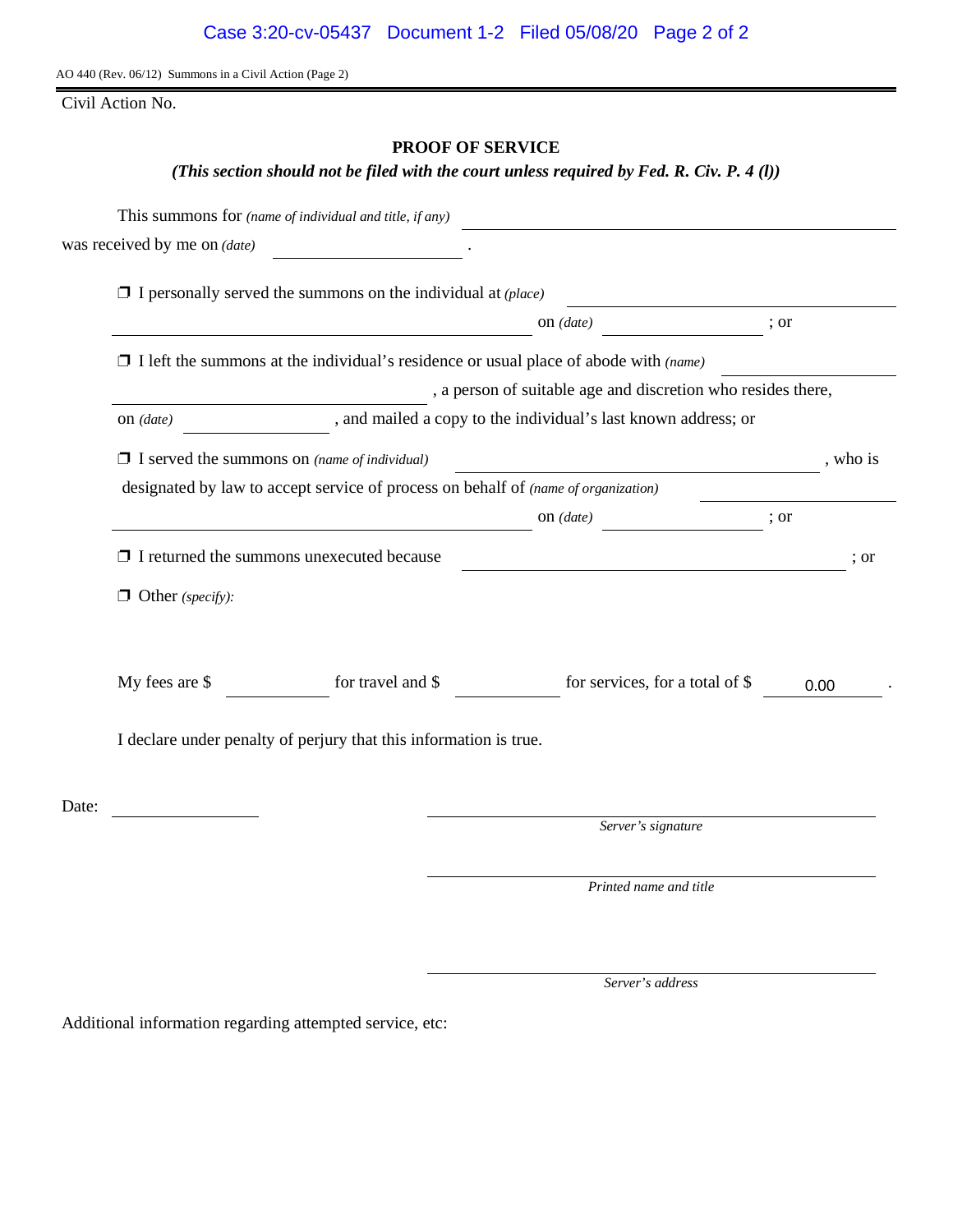AO 440 (Rev. 06/12) Summons in a Civil Action (Page 2)

Civil Action No.

## PROOF OF SERVICE

***(This section should not be filed with the court unless required by Fed. R. Civ. P. 4 (l))***

This summons for *(name of individual and title, if any)* ______________________________

was received by me on *(date)* ______________ .

❒ I personally served the summons on the individual at *(place)* ______________________________
______________________________ on *(date)* ______________ ; or

❒ I left the summons at the individual's residence or usual place of abode with *(name)* ______________
______________________________ , a person of suitable age and discretion who resides there,
on *(date)* ______________ , and mailed a copy to the individual's last known address; or

❒ I served the summons on *(name of individual)* ______________________________ , who is
designated by law to accept service of process on behalf of *(name of organization)* ______________
______________________________ on *(date)* ______________ ; or

❒ I returned the summons unexecuted because ______________________________ ; or

❒ Other *(specify)*:

My fees are $ __________ for travel and $ __________ for services, for a total of $ 0.00 .

I declare under penalty of perjury that this information is true.

Date: ______________

______________________________
*Server's signature*

______________________________
*Printed name and title*

______________________________
*Server's address*

Additional information regarding attempted service, etc: